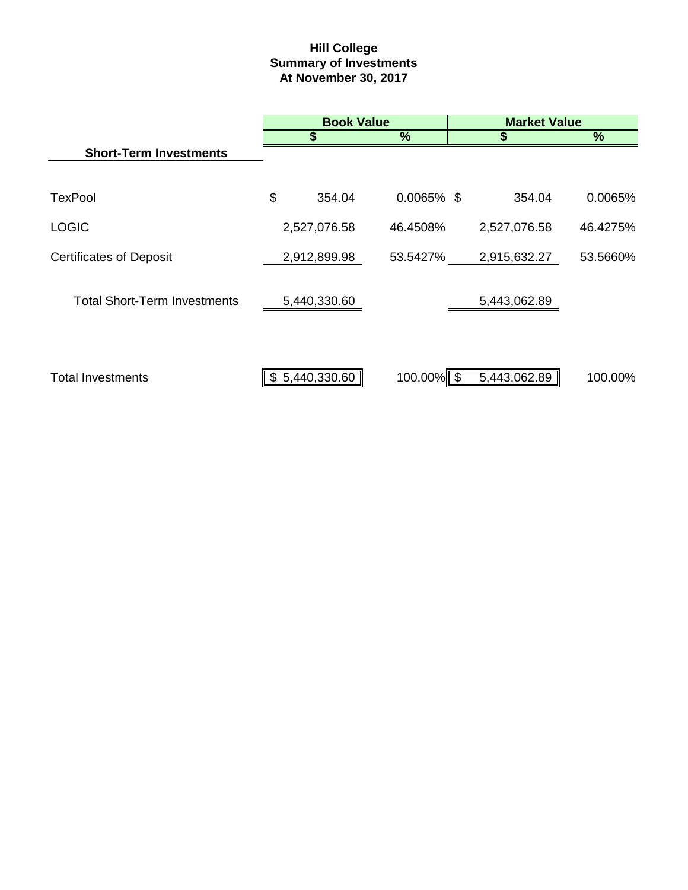# Hill College
## Summary of Investments
## At November 30, 2017

| Short-Term Investments | Book Value $ | Book Value % | Market Value $ | Market Value % |
|---|---|---|---|---|
| TexPool | $ 354.04 | 0.0065% | $ 354.04 | 0.0065% |
| LOGIC | 2,527,076.58 | 46.4508% | 2,527,076.58 | 46.4275% |
| Certificates of Deposit | 2,912,899.98 | 53.5427% | 2,915,632.27 | 53.5660% |
| Total Short-Term Investments | 5,440,330.60 | | 5,443,062.89 | |
| Total Investments | $ 5,440,330.60 | 100.00% | $ 5,443,062.89 | 100.00% |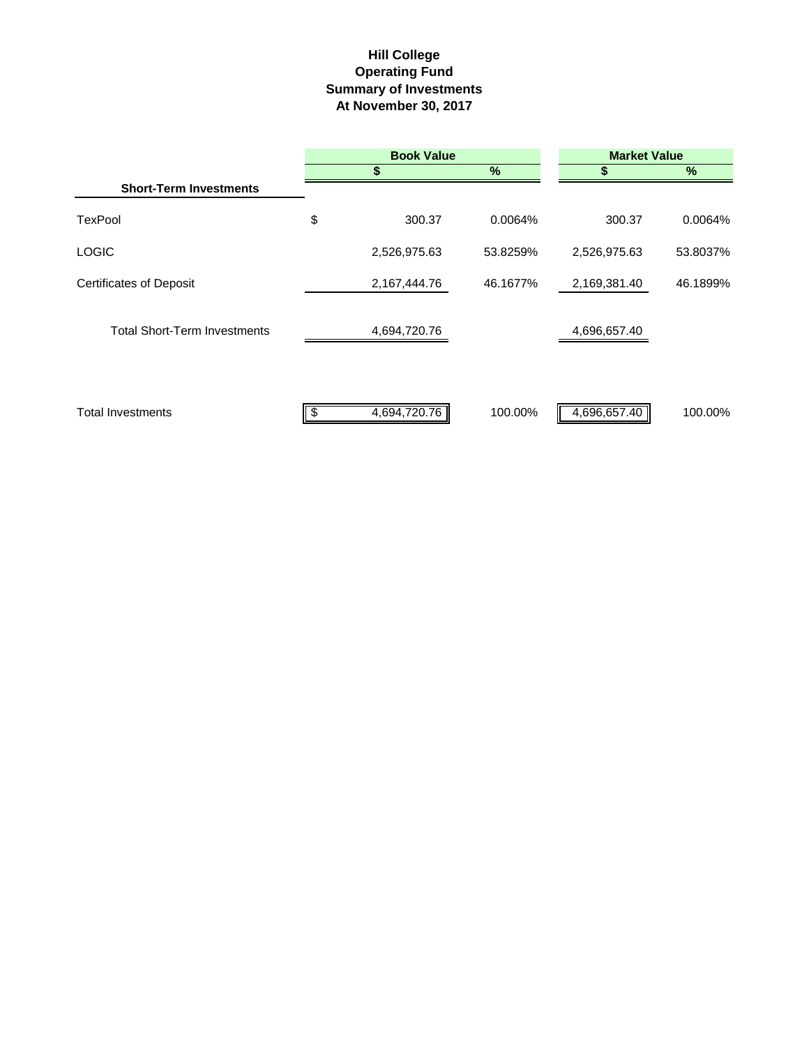# Hill College
## Operating Fund
## Summary of Investments
## At November 30, 2017

| | Book Value | | Market Value | |
|---|---|---|---|---|
| **Short-Term Investments** | **$** | **%** | **$** | **%** |
| TexPool | $ 300.37 | 0.0064% | 300.37 | 0.0064% |
| LOGIC | 2,526,975.63 | 53.8259% | 2,526,975.63 | 53.8037% |
| Certificates of Deposit | 2,167,444.76 | 46.1677% | 2,169,381.40 | 46.1899% |
| Total Short-Term Investments | 4,694,720.76 | | 4,696,657.40 | |
| Total Investments | $ 4,694,720.76 | 100.00% | 4,696,657.40 | 100.00% |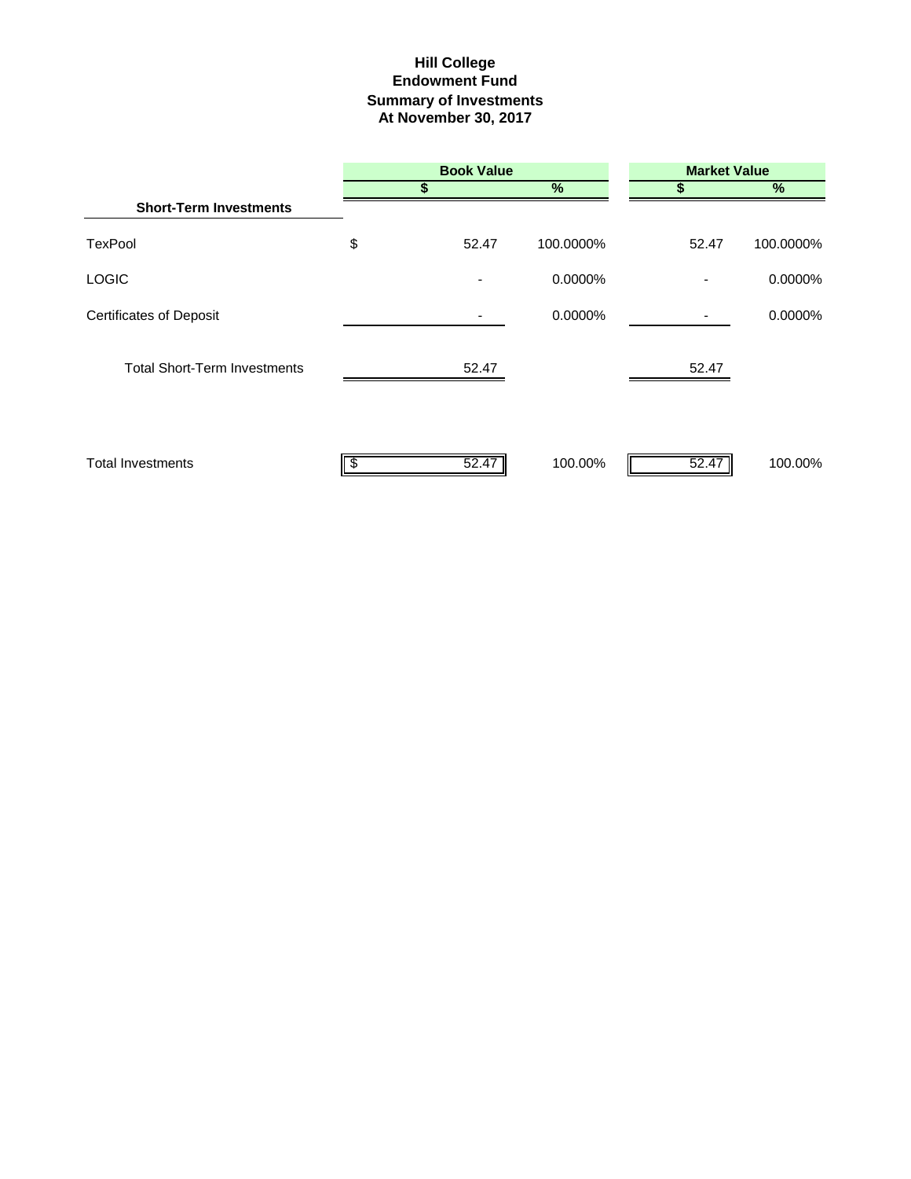# Hill College
## Endowment Fund
## Summary of Investments
## At November 30, 2017

| | Book Value | | Market Value | |
|---|---|---|---|---|
| | $ | % | $ | % |
| **Short-Term Investments** | | | | |
| TexPool | $ 52.47 | 100.0000% | 52.47 | 100.0000% |
| LOGIC | - | 0.0000% | - | 0.0000% |
| Certificates of Deposit | - | 0.0000% | - | 0.0000% |
| Total Short-Term Investments | 52.47 | | 52.47 | |
| Total Investments | $ 52.47 | 100.00% | 52.47 | 100.00% |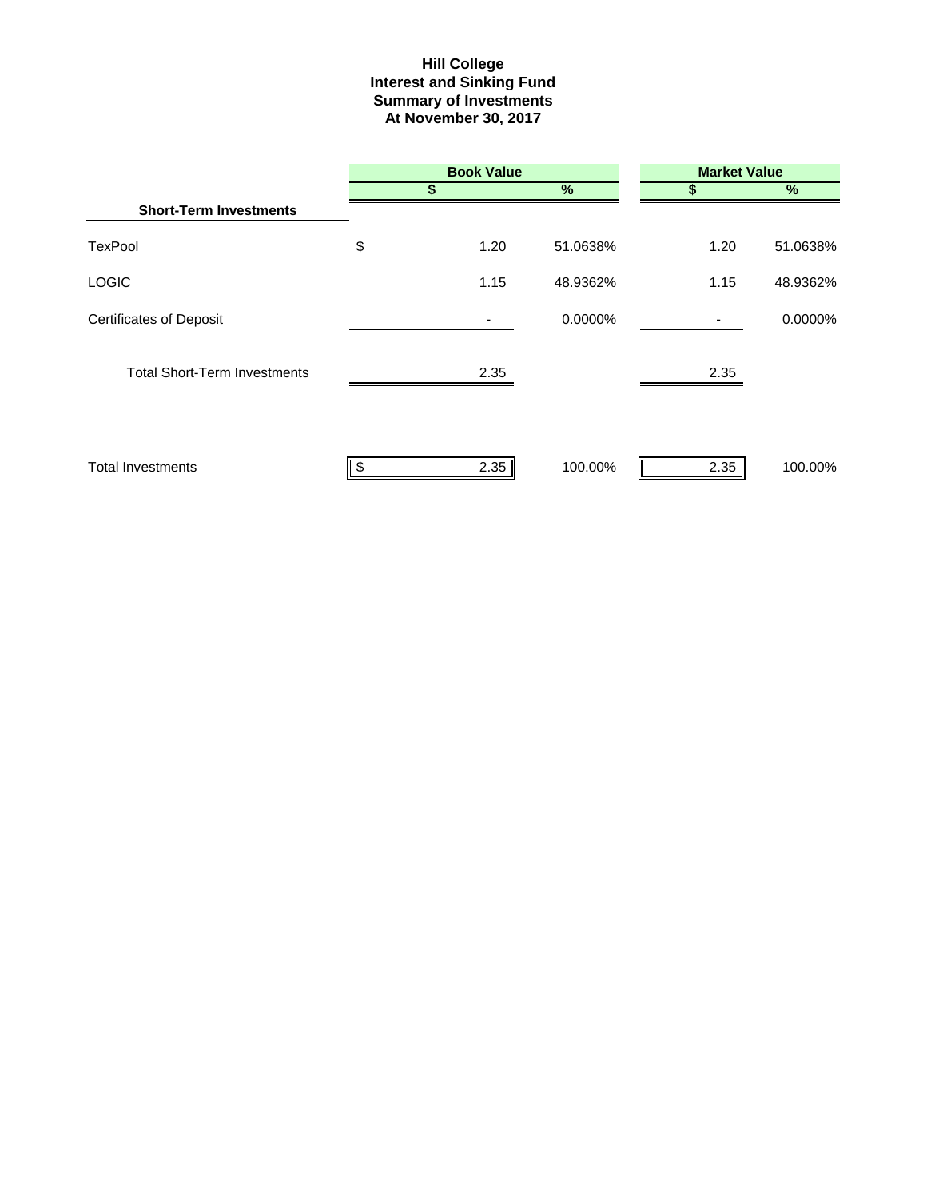# Hill College
## Interest and Sinking Fund
## Summary of Investments
## At November 30, 2017

| | Book Value | | Market Value | |
|---|---|---|---|---|
| | $ | % | $ | % |
| **Short-Term Investments** | | | | |
| TexPool | $ 1.20 | 51.0638% | 1.20 | 51.0638% |
| LOGIC | 1.15 | 48.9362% | 1.15 | 48.9362% |
| Certificates of Deposit | - | 0.0000% | - | 0.0000% |
| Total Short-Term Investments | 2.35 | | 2.35 | |
| Total Investments | $ 2.35 | 100.00% | 2.35 | 100.00% |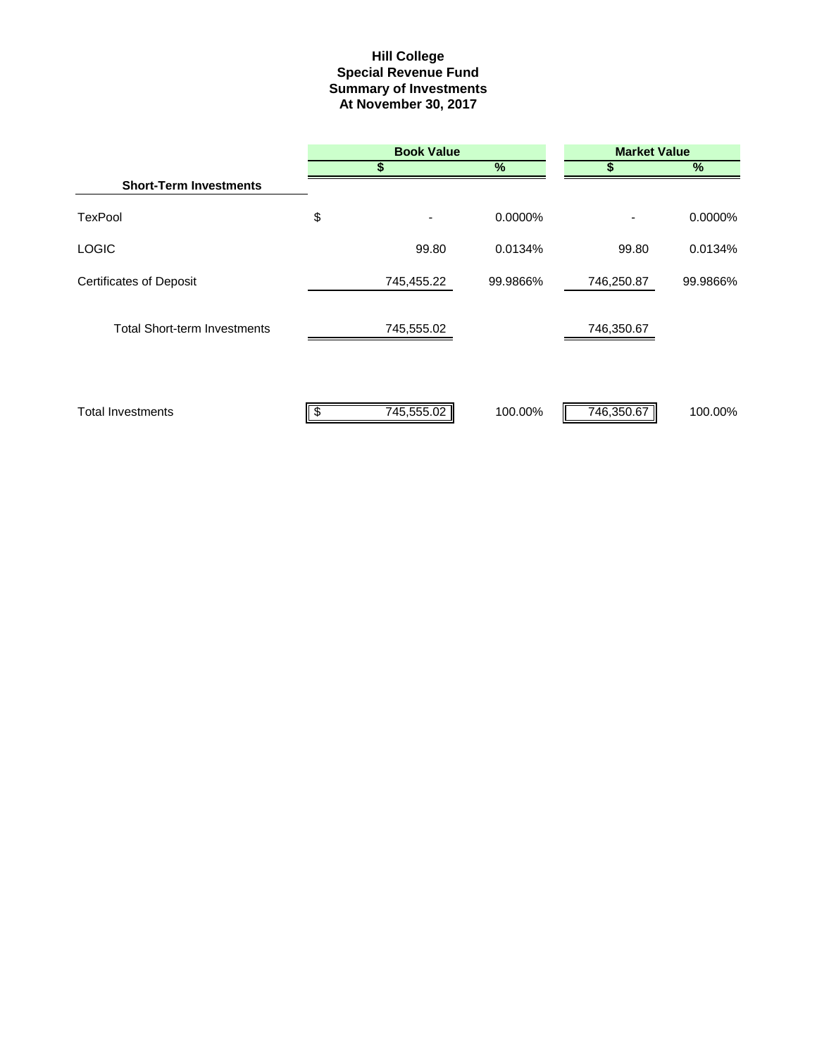# Hill College
## Special Revenue Fund
## Summary of Investments
## At November 30, 2017

| | Book Value | | Market Value | |
|---|---|---|---|---|
| | $ | % | $ | % |
| **Short-Term Investments** | | | | |
| TexPool | $ - | 0.0000% | - | 0.0000% |
| LOGIC | 99.80 | 0.0134% | 99.80 | 0.0134% |
| Certificates of Deposit | 745,455.22 | 99.9866% | 746,250.87 | 99.9866% |
| Total Short-term Investments | 745,555.02 | | 746,350.67 | |
| Total Investments | $ 745,555.02 | 100.00% | 746,350.67 | 100.00% |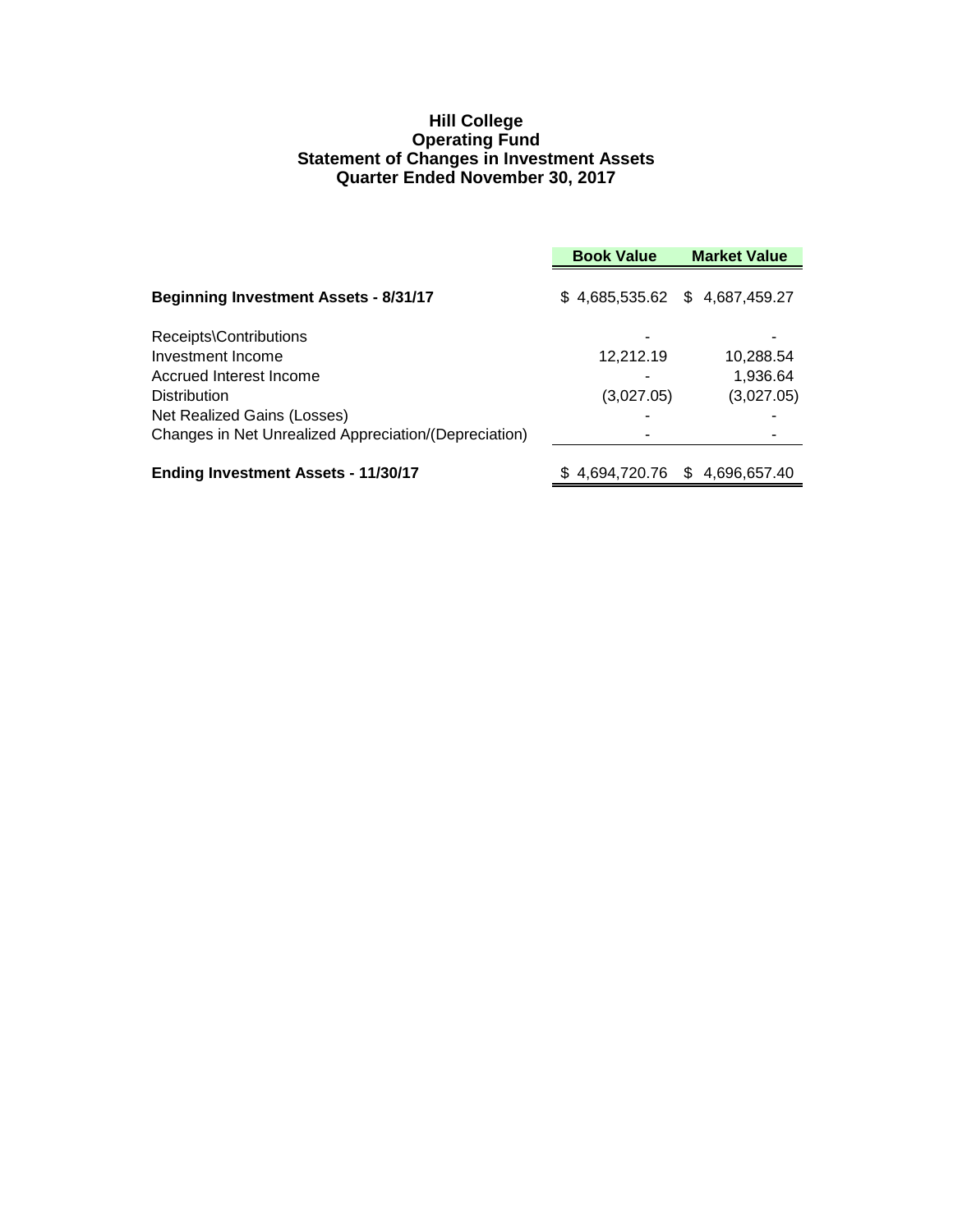# Hill College
## Operating Fund
## Statement of Changes in Investment Assets
## Quarter Ended November 30, 2017

| | Book Value | Market Value |
|---|---|---|
| **Beginning Investment Assets - 8/31/17** | $ 4,685,535.62 | $ 4,687,459.27 |
| Receipts\Contributions | - | - |
| Investment Income | 12,212.19 | 10,288.54 |
| Accrued Interest Income | - | 1,936.64 |
| Distribution | (3,027.05) | (3,027.05) |
| Net Realized Gains (Losses) | - | - |
| Changes in Net Unrealized Appreciation/(Depreciation) | - | - |
| **Ending Investment Assets - 11/30/17** | $ 4,694,720.76 | $ 4,696,657.40 |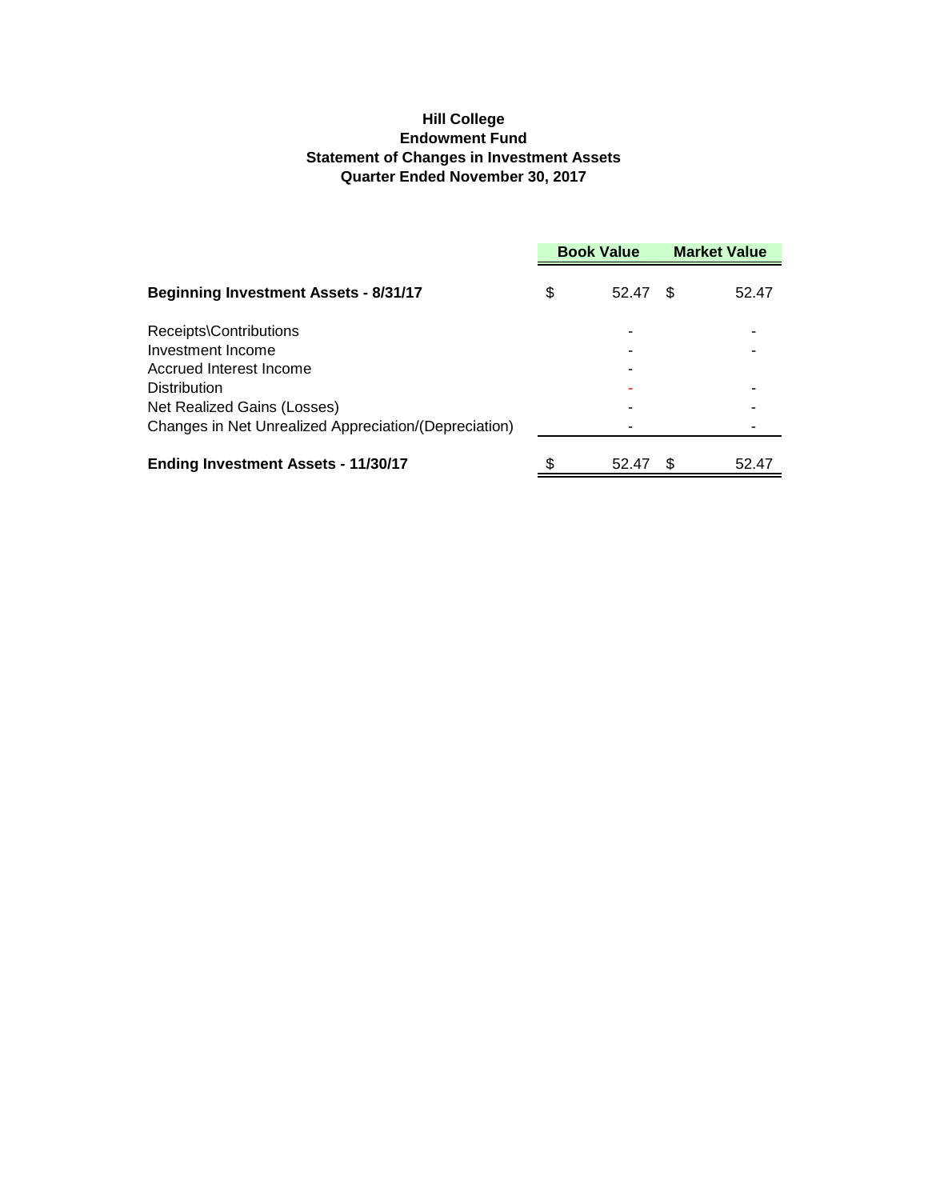**Hill College**
**Endowment Fund**
**Statement of Changes in Investment Assets**
**Quarter Ended November 30, 2017**

| | Book Value | Market Value |
|---|---|---|
| **Beginning Investment Assets - 8/31/17** | $ 52.47 | $ 52.47 |
| Receipts\Contributions | - | - |
| Investment Income | - | - |
| Accrued Interest Income | - | |
| Distribution | - | - |
| Net Realized Gains (Losses) | - | - |
| Changes in Net Unrealized Appreciation/(Depreciation) | - | - |
| **Ending Investment Assets - 11/30/17** | $ 52.47 | $ 52.47 |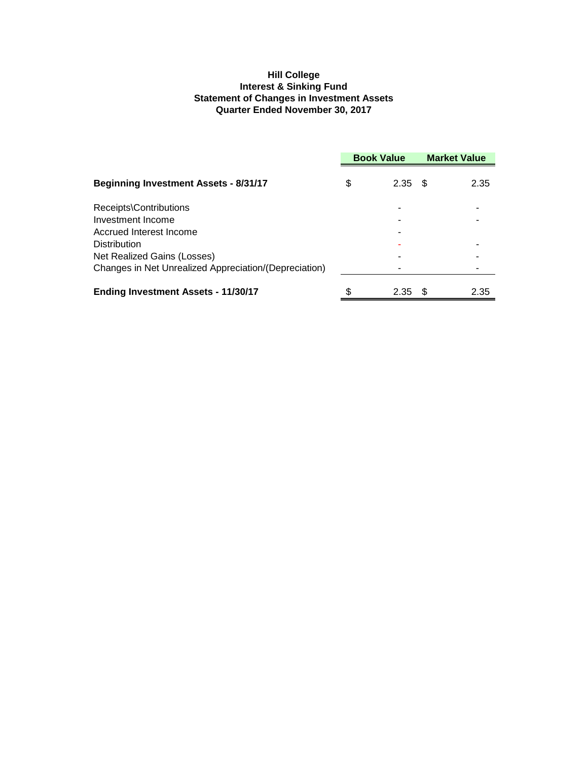**Hill College**
**Interest & Sinking Fund**
**Statement of Changes in Investment Assets**
**Quarter Ended November 30, 2017**

| | Book Value | Market Value |
|---|---|---|
| **Beginning Investment Assets - 8/31/17** | $ 2.35 | $ 2.35 |
| Receipts\Contributions | - | - |
| Investment Income | - | - |
| Accrued Interest Income | - | |
| Distribution | - | - |
| Net Realized Gains (Losses) | - | - |
| Changes in Net Unrealized Appreciation/(Depreciation) | - | - |
| **Ending Investment Assets - 11/30/17** | $ 2.35 | $ 2.35 |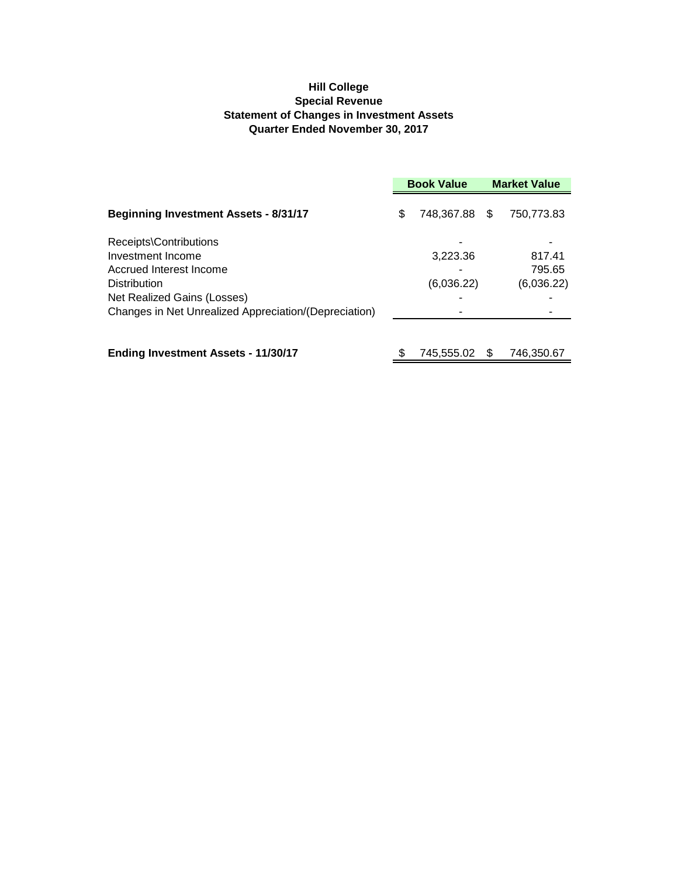**Hill College**
**Special Revenue**
**Statement of Changes in Investment Assets**
**Quarter Ended November 30, 2017**

| | Book Value | Market Value |
|---|---|---|
| **Beginning Investment Assets - 8/31/17** | $ 748,367.88 | $ 750,773.83 |
| Receipts\Contributions | - | - |
| Investment Income | 3,223.36 | 817.41 |
| Accrued Interest Income | - | 795.65 |
| Distribution | (6,036.22) | (6,036.22) |
| Net Realized Gains (Losses) | - | - |
| Changes in Net Unrealized Appreciation/(Depreciation) | - | - |
| **Ending Investment Assets - 11/30/17** | $ 745,555.02 | $ 746,350.67 |